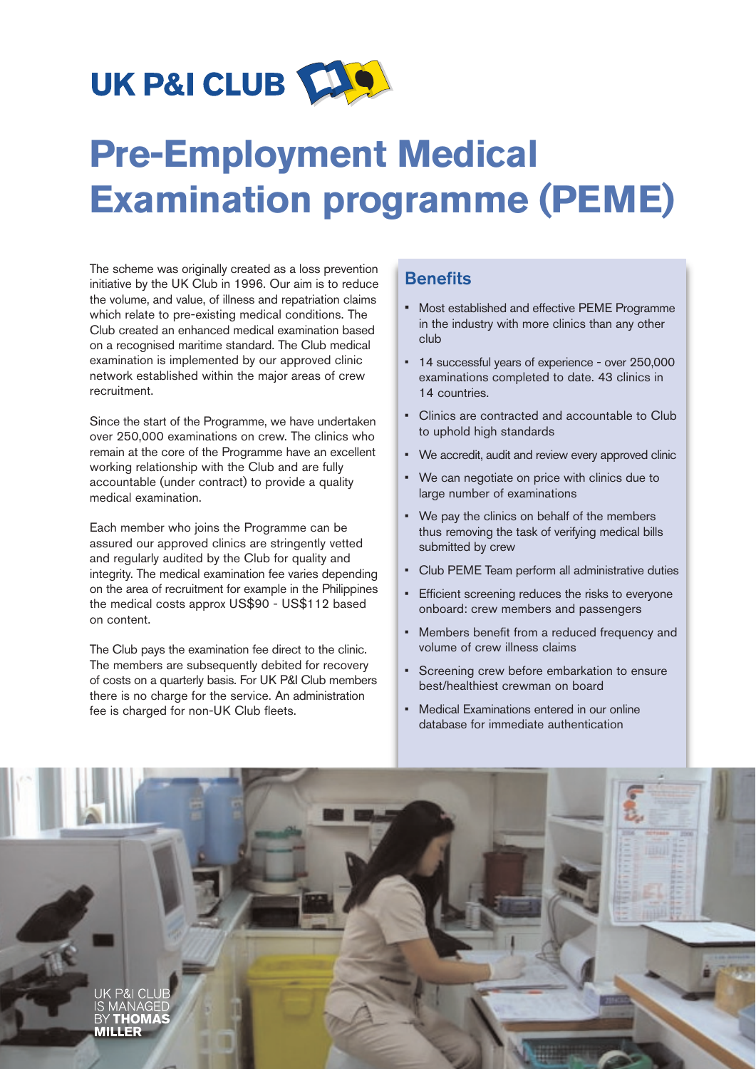UK P&I CLUB

# Pre-Employment Medical Examination programme (PEME)

The scheme was originally created as a loss prevention initiative by the UK Club in 1996. Our aim is to reduce the volume, and value, of illness and repatriation claims which relate to pre-existing medical conditions. The Club created an enhanced medical examination based on a recognised maritime standard. The Club medical examination is implemented by our approved clinic network established within the major areas of crew recruitment.

Since the start of the Programme, we have undertaken over 250,000 examinations on crew. The clinics who remain at the core of the Programme have an excellent working relationship with the Club and are fully accountable (under contract) to provide a quality medical examination.

Each member who joins the Programme can be assured our approved clinics are stringently vetted and regularly audited by the Club for quality and integrity. The medical examination fee varies depending on the area of recruitment for example in the Philippines the medical costs approx US$90 - US$112 based on content.

The Club pays the examination fee direct to the clinic. The members are subsequently debited for recovery of costs on a quarterly basis. For UK P&I Club members there is no charge for the service. An administration fee is charged for non-UK Club fleets.

## Benefits

- Most established and effective PEME Programme in the industry with more clinics than any other club
- 14 successful years of experience - over 250,000 examinations completed to date. 43 clinics in 14 countries.
- Clinics are contracted and accountable to Club to uphold high standards
- We accredit, audit and review every approved clinic
- We can negotiate on price with clinics due to large number of examinations
- We pay the clinics on behalf of the members thus removing the task of verifying medical bills submitted by crew
- Club PEME Team perform all administrative duties
- Efficient screening reduces the risks to everyone onboard: crew members and passengers
- Members benefit from a reduced frequency and volume of crew illness claims
- Screening crew before embarkation to ensure best/healthiest crewman on board
- Medical Examinations entered in our online database for immediate authentication

UK P&I CLUB IS MANAGED BY **THOMAS MILLER**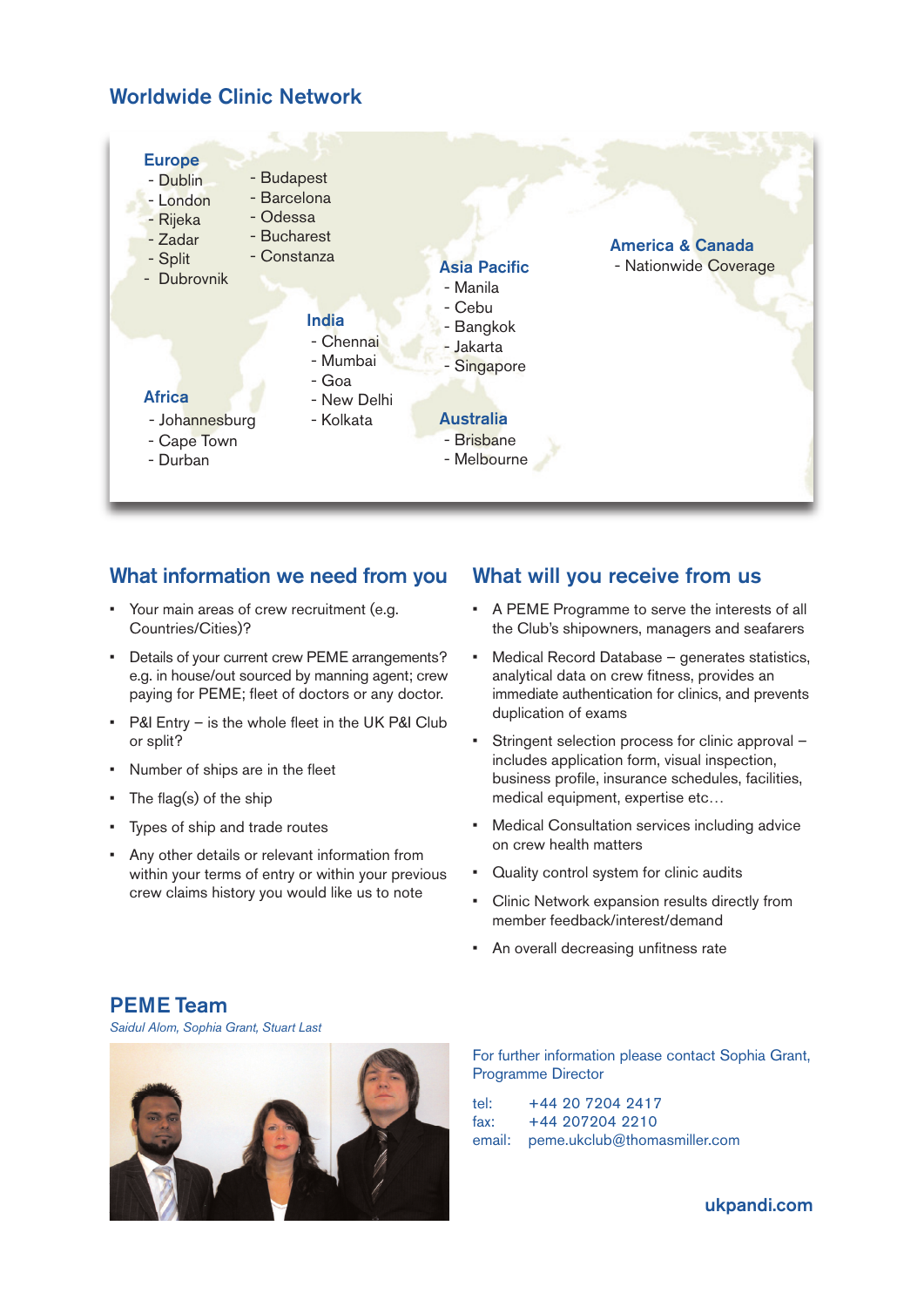## Worldwide Clinic Network

### Europe
- Dublin
- London
- Rijeka
- Zadar
- Split
- Dubrovnik
- Budapest
- Barcelona
- Odessa
- Bucharest
- Constanza

### India
- Chennai
- Mumbai
- Goa
- New Delhi
- Kolkata

### Asia Pacific
- Manila
- Cebu
- Bangkok
- Jakarta
- Singapore

### America & Canada
- Nationwide Coverage

### Africa
- Johannesburg
- Cape Town
- Durban

### Australia
- Brisbane
- Melbourne

## What information we need from you

- Your main areas of crew recruitment (e.g. Countries/Cities)?
- Details of your current crew PEME arrangements? e.g. in house/out sourced by manning agent; crew paying for PEME; fleet of doctors or any doctor.
- P&I Entry – is the whole fleet in the UK P&I Club or split?
- Number of ships are in the fleet
- The flag(s) of the ship
- Types of ship and trade routes
- Any other details or relevant information from within your terms of entry or within your previous crew claims history you would like us to note

## What will you receive from us

- A PEME Programme to serve the interests of all the Club's shipowners, managers and seafarers
- Medical Record Database – generates statistics, analytical data on crew fitness, provides an immediate authentication for clinics, and prevents duplication of exams
- Stringent selection process for clinic approval – includes application form, visual inspection, business profile, insurance schedules, facilities, medical equipment, expertise etc…
- Medical Consultation services including advice on crew health matters
- Quality control system for clinic audits
- Clinic Network expansion results directly from member feedback/interest/demand
- An overall decreasing unfitness rate

## PEME Team

*Saidul Alom, Sophia Grant, Stuart Last*

For further information please contact Sophia Grant, Programme Director

tel: +44 20 7204 2417
fax: +44 207204 2210
email: peme.ukclub@thomasmiller.com

**ukpandi.com**